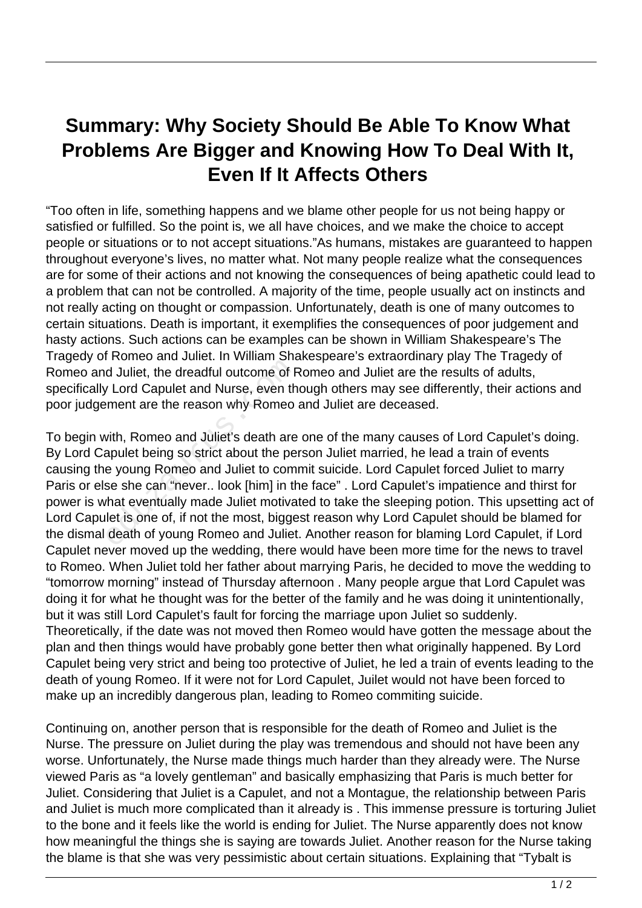# Summary: Why Society Should Be Able To Know What Problems Are Bigger and Knowing How To Deal With It, Even If It Affects Others

"Too often in life, something happens and we blame other people for us not being happy or satisfied or fulfilled. So the point is, we all have choices, and we make the choice to accept people or situations or to not accept situations."As humans, mistakes are guaranteed to happen throughout everyone's lives, no matter what. Not many people realize what the consequences are for some of their actions and not knowing the consequences of being apathetic could lead to a problem that can not be controlled. A majority of the time, people usually act on instincts and not really acting on thought or compassion. Unfortunately, death is one of many outcomes to certain situations. Death is important, it exemplifies the consequences of poor judgement and hasty actions. Such actions can be examples can be shown in William Shakespeare's The Tragedy of Romeo and Juliet. In William Shakespeare's extraordinary play The Tragedy of Romeo and Juliet, the dreadful outcome of Romeo and Juliet are the results of adults, specifically Lord Capulet and Nurse, even though others may see differently, their actions and poor judgement are the reason why Romeo and Juliet are deceased.

To begin with, Romeo and Juliet's death are one of the many causes of Lord Capulet's doing. By Lord Capulet being so strict about the person Juliet married, he lead a train of events causing the young Romeo and Juliet to commit suicide. Lord Capulet forced Juliet to marry Paris or else she can "never.. look [him] in the face" . Lord Capulet's impatience and thirst for power is what eventually made Juliet motivated to take the sleeping potion. This upsetting act of Lord Capulet is one of, if not the most, biggest reason why Lord Capulet should be blamed for the dismal death of young Romeo and Juliet. Another reason for blaming Lord Capulet, if Lord Capulet never moved up the wedding, there would have been more time for the news to travel to Romeo. When Juliet told her father about marrying Paris, he decided to move the wedding to "tomorrow morning" instead of Thursday afternoon . Many people argue that Lord Capulet was doing it for what he thought was for the better of the family and he was doing it unintentionally, but it was still Lord Capulet's fault for forcing the marriage upon Juliet so suddenly. Theoretically, if the date was not moved then Romeo would have gotten the message about the plan and then things would have probably gone better then what originally happened. By Lord Capulet being very strict and being too protective of Juliet, he led a train of events leading to the death of young Romeo. If it were not for Lord Capulet, Juilet would not have been forced to make up an incredibly dangerous plan, leading to Romeo commiting suicide.

Continuing on, another person that is responsible for the death of Romeo and Juliet is the Nurse. The pressure on Juliet during the play was tremendous and should not have been any worse. Unfortunately, the Nurse made things much harder than they already were. The Nurse viewed Paris as "a lovely gentleman" and basically emphasizing that Paris is much better for Juliet. Considering that Juliet is a Capulet, and not a Montague, the relationship between Paris and Juliet is much more complicated than it already is . This immense pressure is torturing Juliet to the bone and it feels like the world is ending for Juliet. The Nurse apparently does not know how meaningful the things she is saying are towards Juliet. Another reason for the Nurse taking the blame is that she was very pessimistic about certain situations. Explaining that "Tybalt is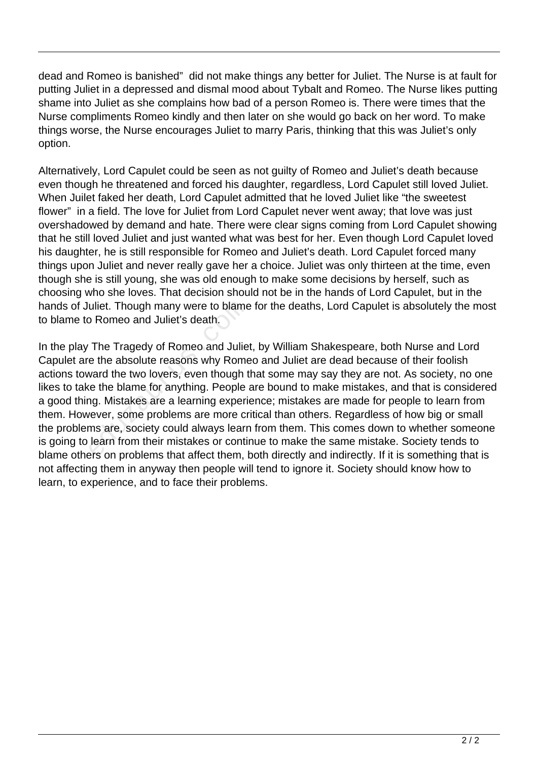dead and Romeo is banished" did not make things any better for Juliet. The Nurse is at fault for putting Juliet in a depressed and dismal mood about Tybalt and Romeo. The Nurse likes putting shame into Juliet as she complains how bad of a person Romeo is. There were times that the Nurse compliments Romeo kindly and then later on she would go back on her word. To make things worse, the Nurse encourages Juliet to marry Paris, thinking that this was Juliet's only option.

Alternatively, Lord Capulet could be seen as not guilty of Romeo and Juliet's death because even though he threatened and forced his daughter, regardless, Lord Capulet still loved Juliet. When Juilet faked her death, Lord Capulet admitted that he loved Juliet like "the sweetest flower" in a field. The love for Juliet from Lord Capulet never went away; that love was just overshadowed by demand and hate. There were clear signs coming from Lord Capulet showing that he still loved Juliet and just wanted what was best for her. Even though Lord Capulet loved his daughter, he is still responsible for Romeo and Juliet's death. Lord Capulet forced many things upon Juliet and never really gave her a choice. Juliet was only thirteen at the time, even though she is still young, she was old enough to make some decisions by herself, such as choosing who she loves. That decision should not be in the hands of Lord Capulet, but in the hands of Juliet. Though many were to blame for the deaths, Lord Capulet is absolutely the most to blame to Romeo and Juliet's death.

In the play The Tragedy of Romeo and Juliet, by William Shakespeare, both Nurse and Lord Capulet are the absolute reasons why Romeo and Juliet are dead because of their foolish actions toward the two lovers, even though that some may say they are not. As society, no one likes to take the blame for anything. People are bound to make mistakes, and that is considered a good thing. Mistakes are a learning experience; mistakes are made for people to learn from them. However, some problems are more critical than others. Regardless of how big or small the problems are, society could always learn from them. This comes down to whether someone is going to learn from their mistakes or continue to make the same mistake. Society tends to blame others on problems that affect them, both directly and indirectly. If it is something that is not affecting them in anyway then people will tend to ignore it. Society should know how to learn, to experience, and to face their problems.